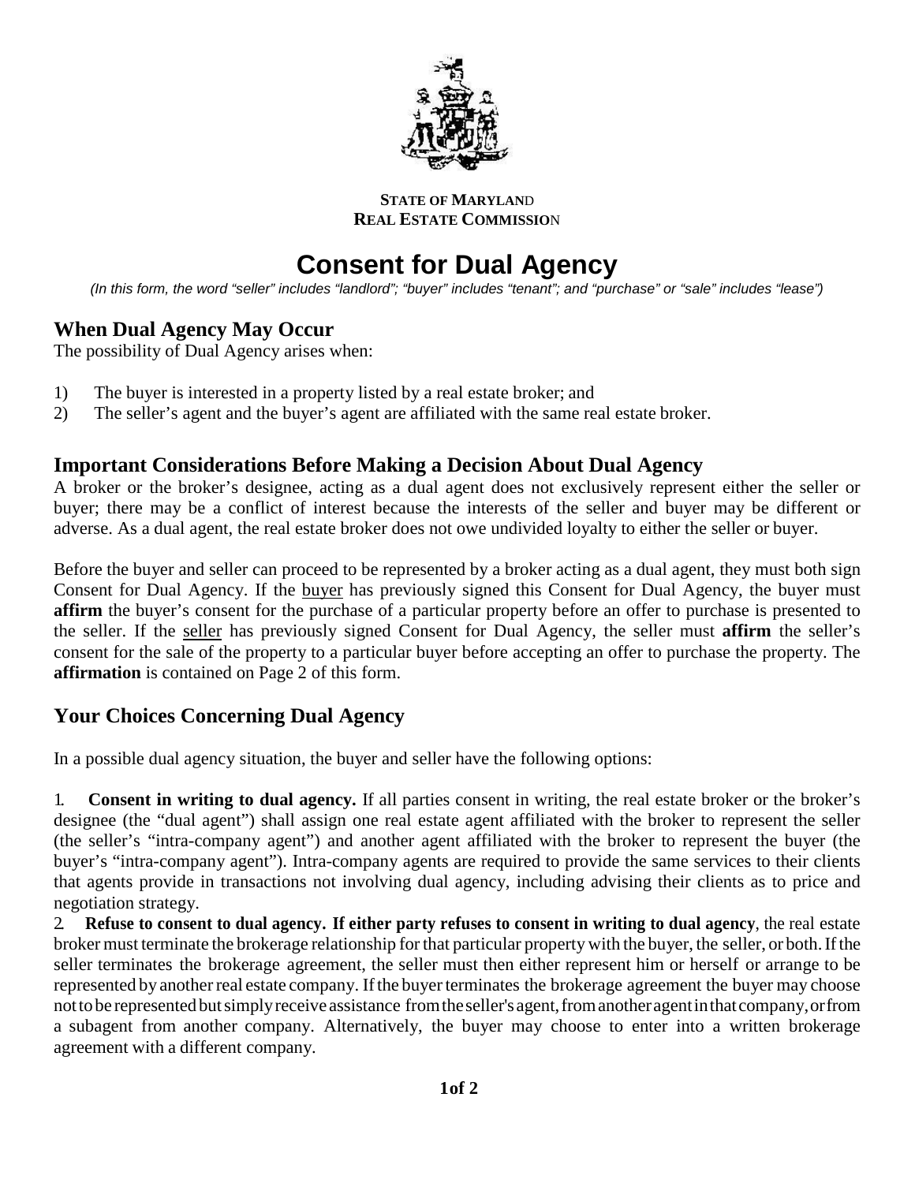**STATE OF MARYLAND**
**REAL ESTATE COMMISSION**

# Consent for Dual Agency

*(In this form, the word "seller" includes "landlord"; "buyer" includes "tenant"; and "purchase" or "sale" includes "lease")*

## When Dual Agency May Occur

The possibility of Dual Agency arises when:

1) The buyer is interested in a property listed by a real estate broker; and
2) The seller's agent and the buyer's agent are affiliated with the same real estate broker.

## Important Considerations Before Making a Decision About Dual Agency

A broker or the broker's designee, acting as a dual agent does not exclusively represent either the seller or buyer; there may be a conflict of interest because the interests of the seller and buyer may be different or adverse. As a dual agent, the real estate broker does not owe undivided loyalty to either the seller or buyer.

Before the buyer and seller can proceed to be represented by a broker acting as a dual agent, they must both sign Consent for Dual Agency. If the buyer has previously signed this Consent for Dual Agency, the buyer must **affirm** the buyer's consent for the purchase of a particular property before an offer to purchase is presented to the seller. If the seller has previously signed Consent for Dual Agency, the seller must **affirm** the seller's consent for the sale of the property to a particular buyer before accepting an offer to purchase the property. The **affirmation** is contained on Page 2 of this form.

## Your Choices Concerning Dual Agency

In a possible dual agency situation, the buyer and seller have the following options:

1. **Consent in writing to dual agency.** If all parties consent in writing, the real estate broker or the broker's designee (the "dual agent") shall assign one real estate agent affiliated with the broker to represent the seller (the seller's "intra-company agent") and another agent affiliated with the broker to represent the buyer (the buyer's "intra-company agent"). Intra-company agents are required to provide the same services to their clients that agents provide in transactions not involving dual agency, including advising their clients as to price and negotiation strategy.
2. **Refuse to consent to dual agency. If either party refuses to consent in writing to dual agency**, the real estate broker must terminate the brokerage relationship for that particular property with the buyer, the seller, or both. If the seller terminates the brokerage agreement, the seller must then either represent him or herself or arrange to be represented by another real estate company. If the buyer terminates the brokerage agreement the buyer may choose not to be represented but simply receive assistance from the seller's agent, from another agent in that company, or from a subagent from another company. Alternatively, the buyer may choose to enter into a written brokerage agreement with a different company.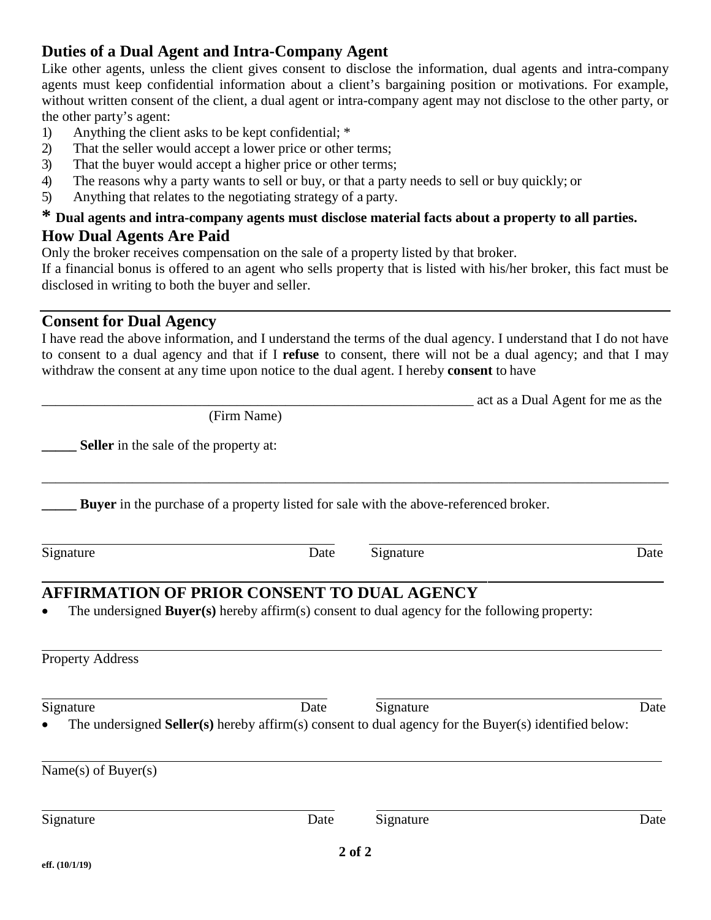## Duties of a Dual Agent and Intra-Company Agent

Like other agents, unless the client gives consent to disclose the information, dual agents and intra-company agents must keep confidential information about a client's bargaining position or motivations. For example, without written consent of the client, a dual agent or intra-company agent may not disclose to the other party, or the other party's agent:

1) Anything the client asks to be kept confidential; *
2) That the seller would accept a lower price or other terms;
3) That the buyer would accept a higher price or other terms;
4) The reasons why a party wants to sell or buy, or that a party needs to sell or buy quickly; or
5) Anything that relates to the negotiating strategy of a party.

**\* Dual agents and intra-company agents must disclose material facts about a property to all parties.**

## How Dual Agents Are Paid

Only the broker receives compensation on the sale of a property listed by that broker.

If a financial bonus is offered to an agent who sells property that is listed with his/her broker, this fact must be disclosed in writing to both the buyer and seller.

---

## Consent for Dual Agency

I have read the above information, and I understand the terms of the dual agency. I understand that I do not have to consent to a dual agency and that if I **refuse** to consent, there will not be a dual agency; and that I may withdraw the consent at any time upon notice to the dual agent. I hereby **consent** to have

____________________________________________________________ act as a Dual Agent for me as the
(Firm Name)

_____ **Seller** in the sale of the property at:

______________________________________________________________________________

_____ **Buyer** in the purchase of a property listed for sale with the above-referenced broker.

Signature Date Signature Date

---

## AFFIRMATION OF PRIOR CONSENT TO DUAL AGENCY

- The undersigned **Buyer(s)** hereby affirm(s) consent to dual agency for the following property:

Property Address

Signature Date Signature Date

- The undersigned **Seller(s)** hereby affirm(s) consent to dual agency for the Buyer(s) identified below:

Name(s) of Buyer(s)

Signature Date Signature Date

eff. (10/1/19)